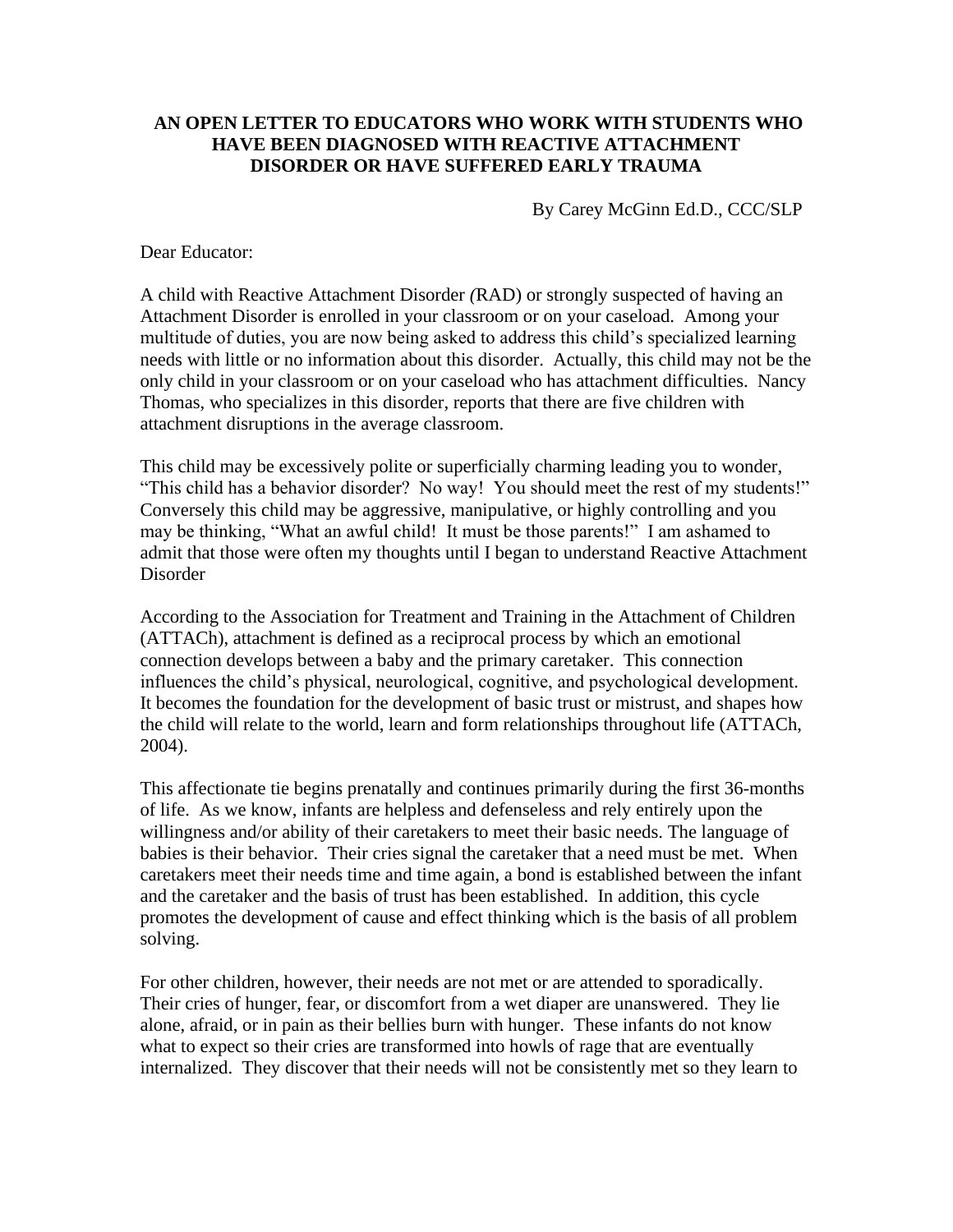**AN OPEN LETTER TO EDUCATORS WHO WORK WITH STUDENTS WHO HAVE BEEN DIAGNOSED WITH REACTIVE ATTACHMENT DISORDER OR HAVE SUFFERED EARLY TRAUMA**

By Carey McGinn Ed.D., CCC/SLP

Dear Educator:

A child with Reactive Attachment Disorder *(*RAD) or strongly suspected of having an Attachment Disorder is enrolled in your classroom or on your caseload. Among your multitude of duties, you are now being asked to address this child's specialized learning needs with little or no information about this disorder. Actually, this child may not be the only child in your classroom or on your caseload who has attachment difficulties. Nancy Thomas, who specializes in this disorder, reports that there are five children with attachment disruptions in the average classroom.

This child may be excessively polite or superficially charming leading you to wonder, "This child has a behavior disorder? No way! You should meet the rest of my students!" Conversely this child may be aggressive, manipulative, or highly controlling and you may be thinking, "What an awful child! It must be those parents!" I am ashamed to admit that those were often my thoughts until I began to understand Reactive Attachment Disorder

According to the Association for Treatment and Training in the Attachment of Children (ATTACh), attachment is defined as a reciprocal process by which an emotional connection develops between a baby and the primary caretaker. This connection influences the child's physical, neurological, cognitive, and psychological development. It becomes the foundation for the development of basic trust or mistrust, and shapes how the child will relate to the world, learn and form relationships throughout life (ATTACh, 2004).

This affectionate tie begins prenatally and continues primarily during the first 36-months of life. As we know, infants are helpless and defenseless and rely entirely upon the willingness and/or ability of their caretakers to meet their basic needs. The language of babies is their behavior. Their cries signal the caretaker that a need must be met. When caretakers meet their needs time and time again, a bond is established between the infant and the caretaker and the basis of trust has been established. In addition, this cycle promotes the development of cause and effect thinking which is the basis of all problem solving.

For other children, however, their needs are not met or are attended to sporadically. Their cries of hunger, fear, or discomfort from a wet diaper are unanswered. They lie alone, afraid, or in pain as their bellies burn with hunger. These infants do not know what to expect so their cries are transformed into howls of rage that are eventually internalized. They discover that their needs will not be consistently met so they learn to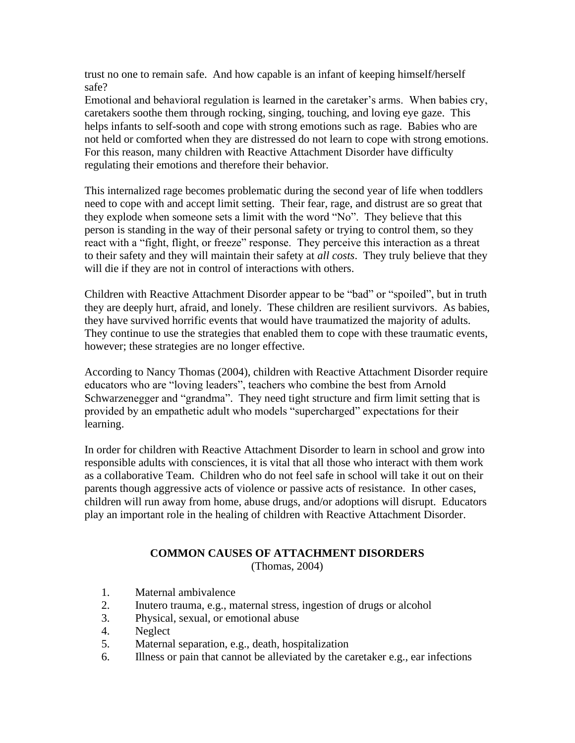trust no one to remain safe. And how capable is an infant of keeping himself/herself safe?

Emotional and behavioral regulation is learned in the caretaker's arms. When babies cry, caretakers soothe them through rocking, singing, touching, and loving eye gaze. This helps infants to self-sooth and cope with strong emotions such as rage. Babies who are not held or comforted when they are distressed do not learn to cope with strong emotions. For this reason, many children with Reactive Attachment Disorder have difficulty regulating their emotions and therefore their behavior.

This internalized rage becomes problematic during the second year of life when toddlers need to cope with and accept limit setting. Their fear, rage, and distrust are so great that they explode when someone sets a limit with the word "No". They believe that this person is standing in the way of their personal safety or trying to control them, so they react with a "fight, flight, or freeze" response. They perceive this interaction as a threat to their safety and they will maintain their safety at *all costs*. They truly believe that they will die if they are not in control of interactions with others.

Children with Reactive Attachment Disorder appear to be "bad" or "spoiled", but in truth they are deeply hurt, afraid, and lonely. These children are resilient survivors. As babies, they have survived horrific events that would have traumatized the majority of adults. They continue to use the strategies that enabled them to cope with these traumatic events, however; these strategies are no longer effective.

According to Nancy Thomas (2004), children with Reactive Attachment Disorder require educators who are "loving leaders", teachers who combine the best from Arnold Schwarzenegger and "grandma". They need tight structure and firm limit setting that is provided by an empathetic adult who models "supercharged" expectations for their learning.

In order for children with Reactive Attachment Disorder to learn in school and grow into responsible adults with consciences, it is vital that all those who interact with them work as a collaborative Team. Children who do not feel safe in school will take it out on their parents though aggressive acts of violence or passive acts of resistance. In other cases, children will run away from home, abuse drugs, and/or adoptions will disrupt. Educators play an important role in the healing of children with Reactive Attachment Disorder.

## COMMON CAUSES OF ATTACHMENT DISORDERS

(Thomas, 2004)

1. Maternal ambivalence
2. Inutero trauma, e.g., maternal stress, ingestion of drugs or alcohol
3. Physical, sexual, or emotional abuse
4. Neglect
5. Maternal separation, e.g., death, hospitalization
6. Illness or pain that cannot be alleviated by the caretaker e.g., ear infections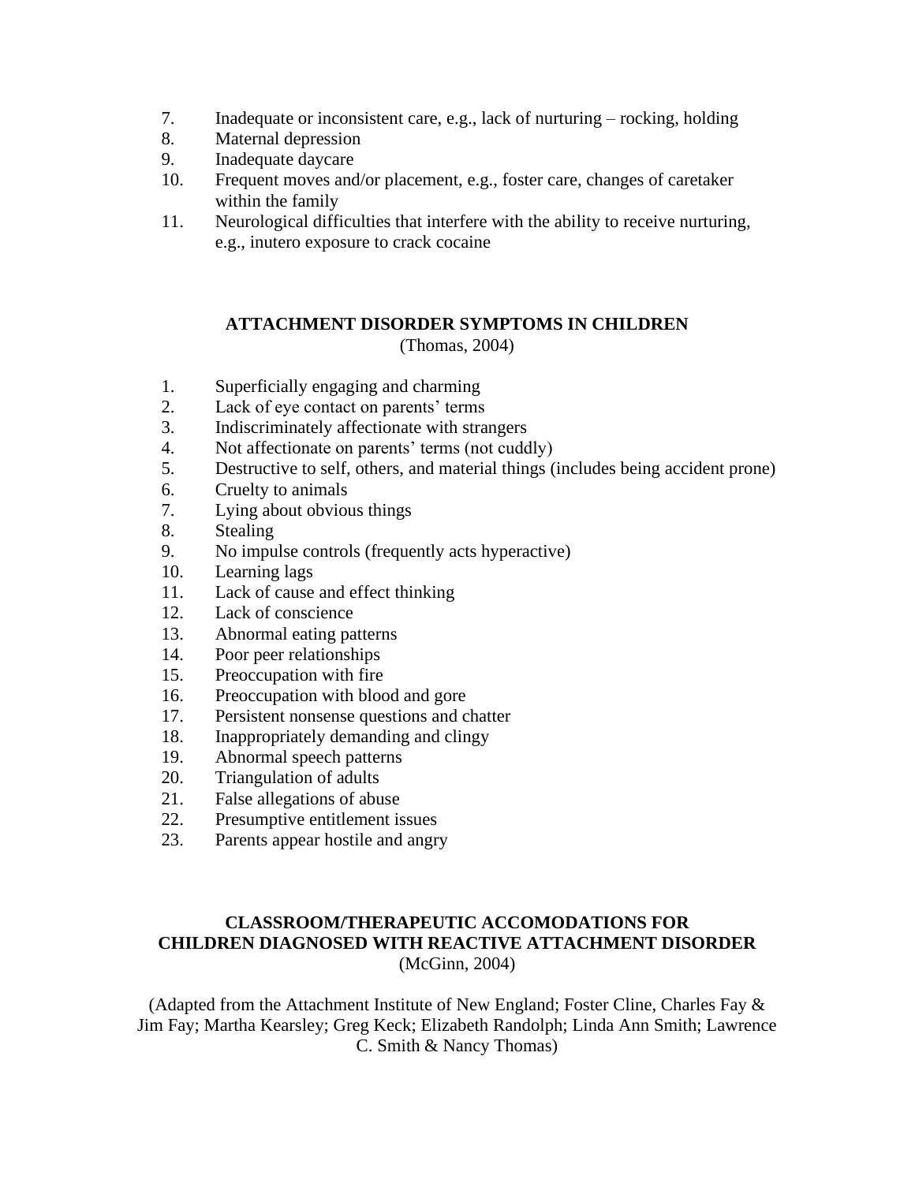7. Inadequate or inconsistent care, e.g., lack of nurturing – rocking, holding
8. Maternal depression
9. Inadequate daycare
10. Frequent moves and/or placement, e.g., foster care, changes of caretaker within the family
11. Neurological difficulties that interfere with the ability to receive nurturing, e.g., inutero exposure to crack cocaine

## ATTACHMENT DISORDER SYMPTOMS IN CHILDREN

(Thomas, 2004)

1. Superficially engaging and charming
2. Lack of eye contact on parents' terms
3. Indiscriminately affectionate with strangers
4. Not affectionate on parents' terms (not cuddly)
5. Destructive to self, others, and material things (includes being accident prone)
6. Cruelty to animals
7. Lying about obvious things
8. Stealing
9. No impulse controls (frequently acts hyperactive)
10. Learning lags
11. Lack of cause and effect thinking
12. Lack of conscience
13. Abnormal eating patterns
14. Poor peer relationships
15. Preoccupation with fire
16. Preoccupation with blood and gore
17. Persistent nonsense questions and chatter
18. Inappropriately demanding and clingy
19. Abnormal speech patterns
20. Triangulation of adults
21. False allegations of abuse
22. Presumptive entitlement issues
23. Parents appear hostile and angry

## CLASSROOM/THERAPEUTIC ACCOMODATIONS FOR CHILDREN DIAGNOSED WITH REACTIVE ATTACHMENT DISORDER

(McGinn, 2004)

(Adapted from the Attachment Institute of New England; Foster Cline, Charles Fay & Jim Fay; Martha Kearsley; Greg Keck; Elizabeth Randolph; Linda Ann Smith; Lawrence C. Smith & Nancy Thomas)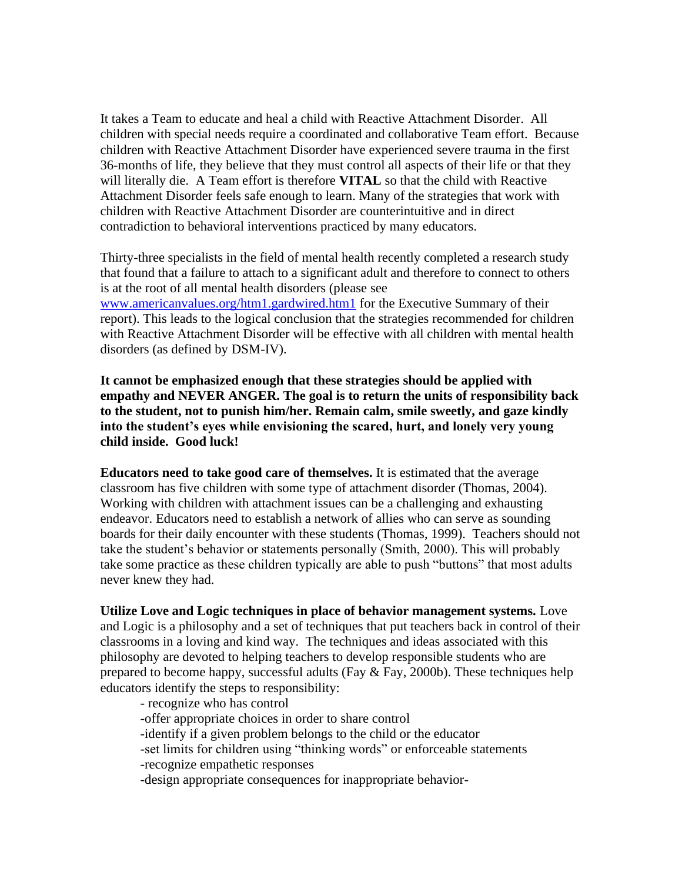It takes a Team to educate and heal a child with Reactive Attachment Disorder. All children with special needs require a coordinated and collaborative Team effort. Because children with Reactive Attachment Disorder have experienced severe trauma in the first 36-months of life, they believe that they must control all aspects of their life or that they will literally die. A Team effort is therefore **VITAL** so that the child with Reactive Attachment Disorder feels safe enough to learn. Many of the strategies that work with children with Reactive Attachment Disorder are counterintuitive and in direct contradiction to behavioral interventions practiced by many educators.

Thirty-three specialists in the field of mental health recently completed a research study that found that a failure to attach to a significant adult and therefore to connect to others is at the root of all mental health disorders (please see [www.americanvalues.org/htm1.gardwired.htm1](www.americanvalues.org/htm1.gardwired.htm1) for the Executive Summary of their report). This leads to the logical conclusion that the strategies recommended for children with Reactive Attachment Disorder will be effective with all children with mental health disorders (as defined by DSM-IV).

**It cannot be emphasized enough that these strategies should be applied with empathy and NEVER ANGER. The goal is to return the units of responsibility back to the student, not to punish him/her. Remain calm, smile sweetly, and gaze kindly into the student's eyes while envisioning the scared, hurt, and lonely very young child inside. Good luck!**

**Educators need to take good care of themselves.** It is estimated that the average classroom has five children with some type of attachment disorder (Thomas, 2004). Working with children with attachment issues can be a challenging and exhausting endeavor. Educators need to establish a network of allies who can serve as sounding boards for their daily encounter with these students (Thomas, 1999). Teachers should not take the student's behavior or statements personally (Smith, 2000). This will probably take some practice as these children typically are able to push "buttons" that most adults never knew they had.

**Utilize Love and Logic techniques in place of behavior management systems.** Love and Logic is a philosophy and a set of techniques that put teachers back in control of their classrooms in a loving and kind way. The techniques and ideas associated with this philosophy are devoted to helping teachers to develop responsible students who are prepared to become happy, successful adults (Fay & Fay, 2000b). These techniques help educators identify the steps to responsibility:

- recognize who has control
- offer appropriate choices in order to share control
- identify if a given problem belongs to the child or the educator
- set limits for children using "thinking words" or enforceable statements
- recognize empathetic responses
- design appropriate consequences for inappropriate behavior-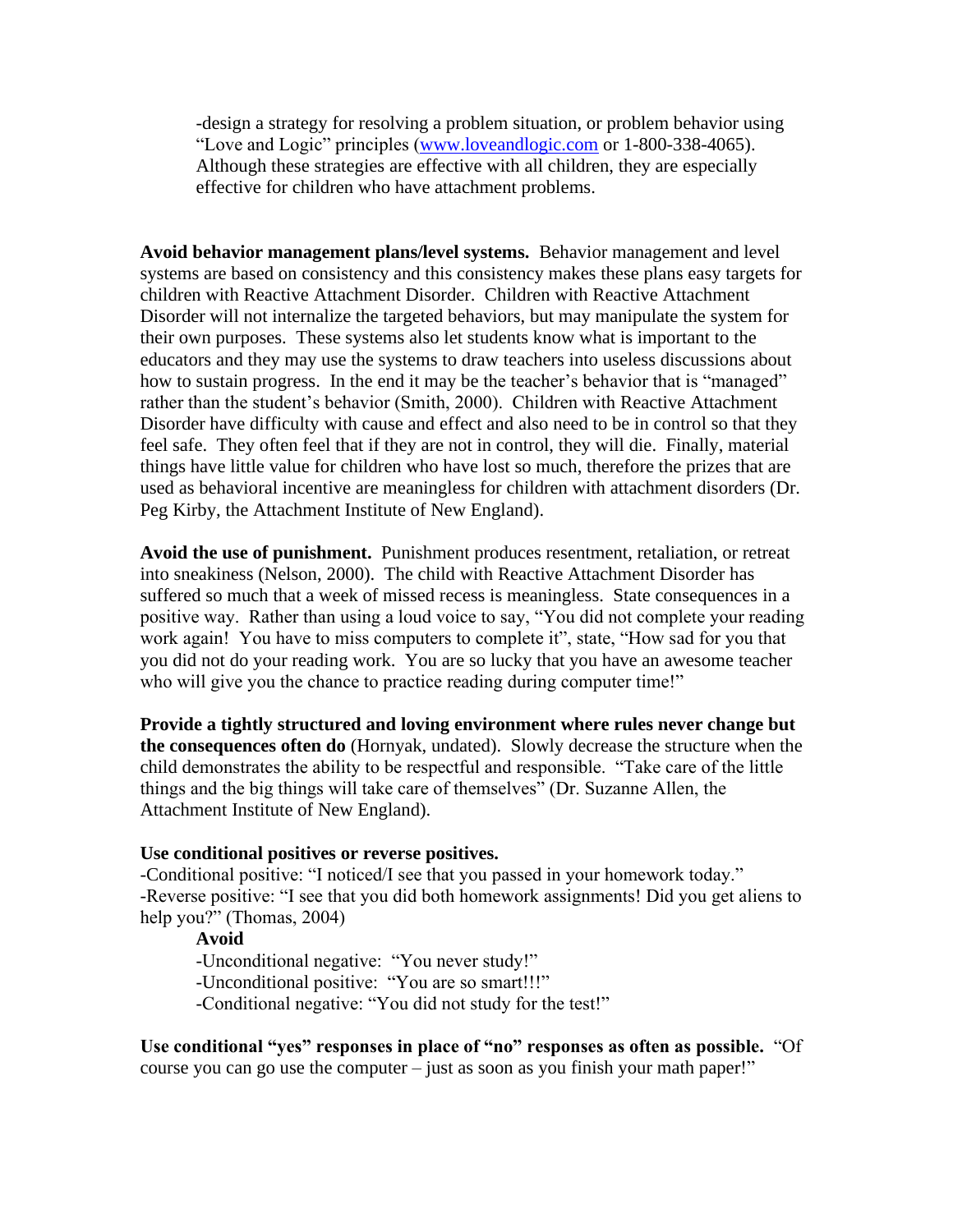-design a strategy for resolving a problem situation, or problem behavior using "Love and Logic" principles (www.loveandlogic.com or 1-800-338-4065). Although these strategies are effective with all children, they are especially effective for children who have attachment problems.

**Avoid behavior management plans/level systems.** Behavior management and level systems are based on consistency and this consistency makes these plans easy targets for children with Reactive Attachment Disorder. Children with Reactive Attachment Disorder will not internalize the targeted behaviors, but may manipulate the system for their own purposes. These systems also let students know what is important to the educators and they may use the systems to draw teachers into useless discussions about how to sustain progress. In the end it may be the teacher's behavior that is "managed" rather than the student's behavior (Smith, 2000). Children with Reactive Attachment Disorder have difficulty with cause and effect and also need to be in control so that they feel safe. They often feel that if they are not in control, they will die. Finally, material things have little value for children who have lost so much, therefore the prizes that are used as behavioral incentive are meaningless for children with attachment disorders (Dr. Peg Kirby, the Attachment Institute of New England).

**Avoid the use of punishment.** Punishment produces resentment, retaliation, or retreat into sneakiness (Nelson, 2000). The child with Reactive Attachment Disorder has suffered so much that a week of missed recess is meaningless. State consequences in a positive way. Rather than using a loud voice to say, "You did not complete your reading work again! You have to miss computers to complete it", state, "How sad for you that you did not do your reading work. You are so lucky that you have an awesome teacher who will give you the chance to practice reading during computer time!"

**Provide a tightly structured and loving environment where rules never change but the consequences often do** (Hornyak, undated). Slowly decrease the structure when the child demonstrates the ability to be respectful and responsible. "Take care of the little things and the big things will take care of themselves" (Dr. Suzanne Allen, the Attachment Institute of New England).

**Use conditional positives or reverse positives.**
-Conditional positive: "I noticed/I see that you passed in your homework today."
-Reverse positive: "I see that you did both homework assignments! Did you get aliens to help you?" (Thomas, 2004)

**Avoid**

-Unconditional negative: "You never study!"
-Unconditional positive: "You are so smart!!!"
-Conditional negative: "You did not study for the test!"

**Use conditional "yes" responses in place of "no" responses as often as possible.** "Of course you can go use the computer – just as soon as you finish your math paper!"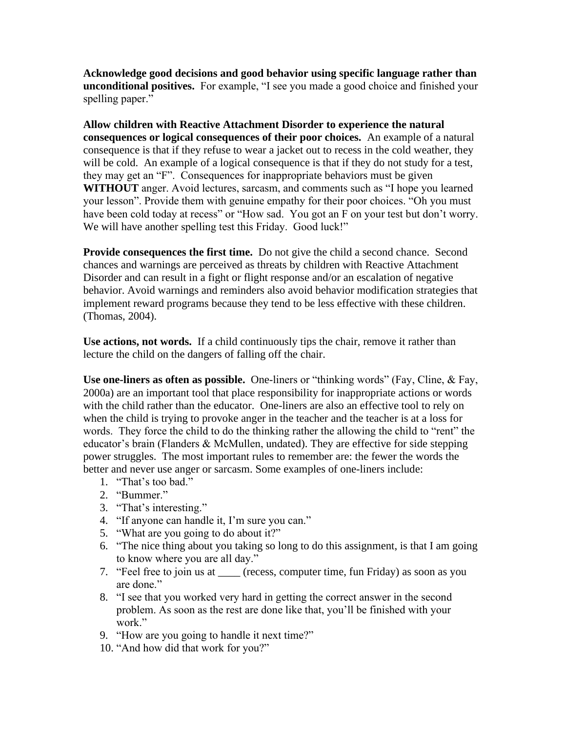**Acknowledge good decisions and good behavior using specific language rather than unconditional positives.** For example, "I see you made a good choice and finished your spelling paper."

**Allow children with Reactive Attachment Disorder to experience the natural consequences or logical consequences of their poor choices.** An example of a natural consequence is that if they refuse to wear a jacket out to recess in the cold weather, they will be cold. An example of a logical consequence is that if they do not study for a test, they may get an "F". Consequences for inappropriate behaviors must be given **WITHOUT** anger. Avoid lectures, sarcasm, and comments such as "I hope you learned your lesson". Provide them with genuine empathy for their poor choices. "Oh you must have been cold today at recess" or "How sad. You got an F on your test but don't worry. We will have another spelling test this Friday. Good luck!"

**Provide consequences the first time.** Do not give the child a second chance. Second chances and warnings are perceived as threats by children with Reactive Attachment Disorder and can result in a fight or flight response and/or an escalation of negative behavior. Avoid warnings and reminders also avoid behavior modification strategies that implement reward programs because they tend to be less effective with these children. (Thomas, 2004).

**Use actions, not words.** If a child continuously tips the chair, remove it rather than lecture the child on the dangers of falling off the chair.

**Use one-liners as often as possible.** One-liners or "thinking words" (Fay, Cline, & Fay, 2000a) are an important tool that place responsibility for inappropriate actions or words with the child rather than the educator. One-liners are also an effective tool to rely on when the child is trying to provoke anger in the teacher and the teacher is at a loss for words. They force the child to do the thinking rather the allowing the child to "rent" the educator's brain (Flanders & McMullen, undated). They are effective for side stepping power struggles. The most important rules to remember are: the fewer the words the better and never use anger or sarcasm. Some examples of one-liners include:

1. "That's too bad."
2. "Bummer."
3. "That's interesting."
4. "If anyone can handle it, I'm sure you can."
5. "What are you going to do about it?"
6. "The nice thing about you taking so long to do this assignment, is that I am going to know where you are all day."
7. "Feel free to join us at ____ (recess, computer time, fun Friday) as soon as you are done."
8. "I see that you worked very hard in getting the correct answer in the second problem. As soon as the rest are done like that, you'll be finished with your work."
9. "How are you going to handle it next time?"
10. "And how did that work for you?"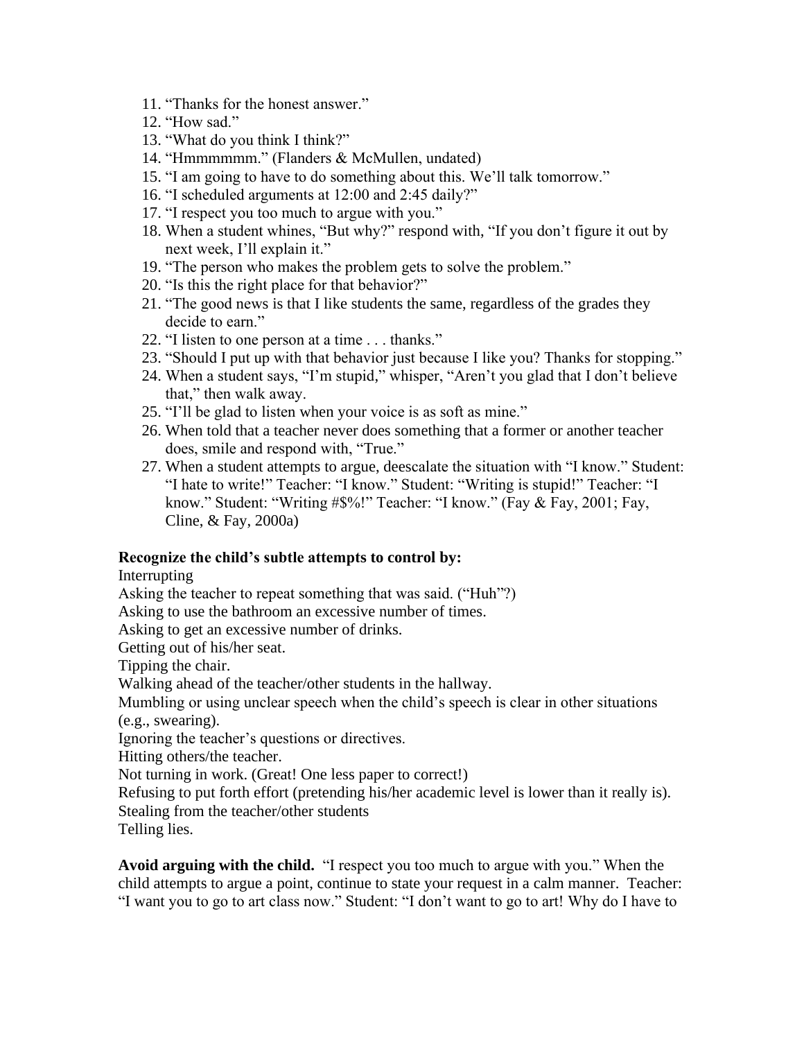11. "Thanks for the honest answer."
12. "How sad."
13. "What do you think I think?"
14. "Hmmmmmm." (Flanders & McMullen, undated)
15. "I am going to have to do something about this. We'll talk tomorrow."
16. "I scheduled arguments at 12:00 and 2:45 daily?"
17. "I respect you too much to argue with you."
18. When a student whines, "But why?" respond with, "If you don't figure it out by next week, I'll explain it."
19. "The person who makes the problem gets to solve the problem."
20. "Is this the right place for that behavior?"
21. "The good news is that I like students the same, regardless of the grades they decide to earn."
22. "I listen to one person at a time . . . thanks."
23. "Should I put up with that behavior just because I like you? Thanks for stopping."
24. When a student says, "I'm stupid," whisper, "Aren't you glad that I don't believe that," then walk away.
25. "I'll be glad to listen when your voice is as soft as mine."
26. When told that a teacher never does something that a former or another teacher does, smile and respond with, "True."
27. When a student attempts to argue, deescalate the situation with "I know." Student: "I hate to write!" Teacher: "I know." Student: "Writing is stupid!" Teacher: "I know." Student: "Writing #$%!" Teacher: "I know." (Fay & Fay, 2001; Fay, Cline, & Fay, 2000a)

**Recognize the child's subtle attempts to control by:**

Interrupting
Asking the teacher to repeat something that was said. ("Huh"?)
Asking to use the bathroom an excessive number of times.
Asking to get an excessive number of drinks.
Getting out of his/her seat.
Tipping the chair.
Walking ahead of the teacher/other students in the hallway.
Mumbling or using unclear speech when the child's speech is clear in other situations (e.g., swearing).
Ignoring the teacher's questions or directives.
Hitting others/the teacher.
Not turning in work. (Great! One less paper to correct!)
Refusing to put forth effort (pretending his/her academic level is lower than it really is).
Stealing from the teacher/other students
Telling lies.

**Avoid arguing with the child.** "I respect you too much to argue with you." When the child attempts to argue a point, continue to state your request in a calm manner. Teacher: "I want you to go to art class now." Student: "I don't want to go to art! Why do I have to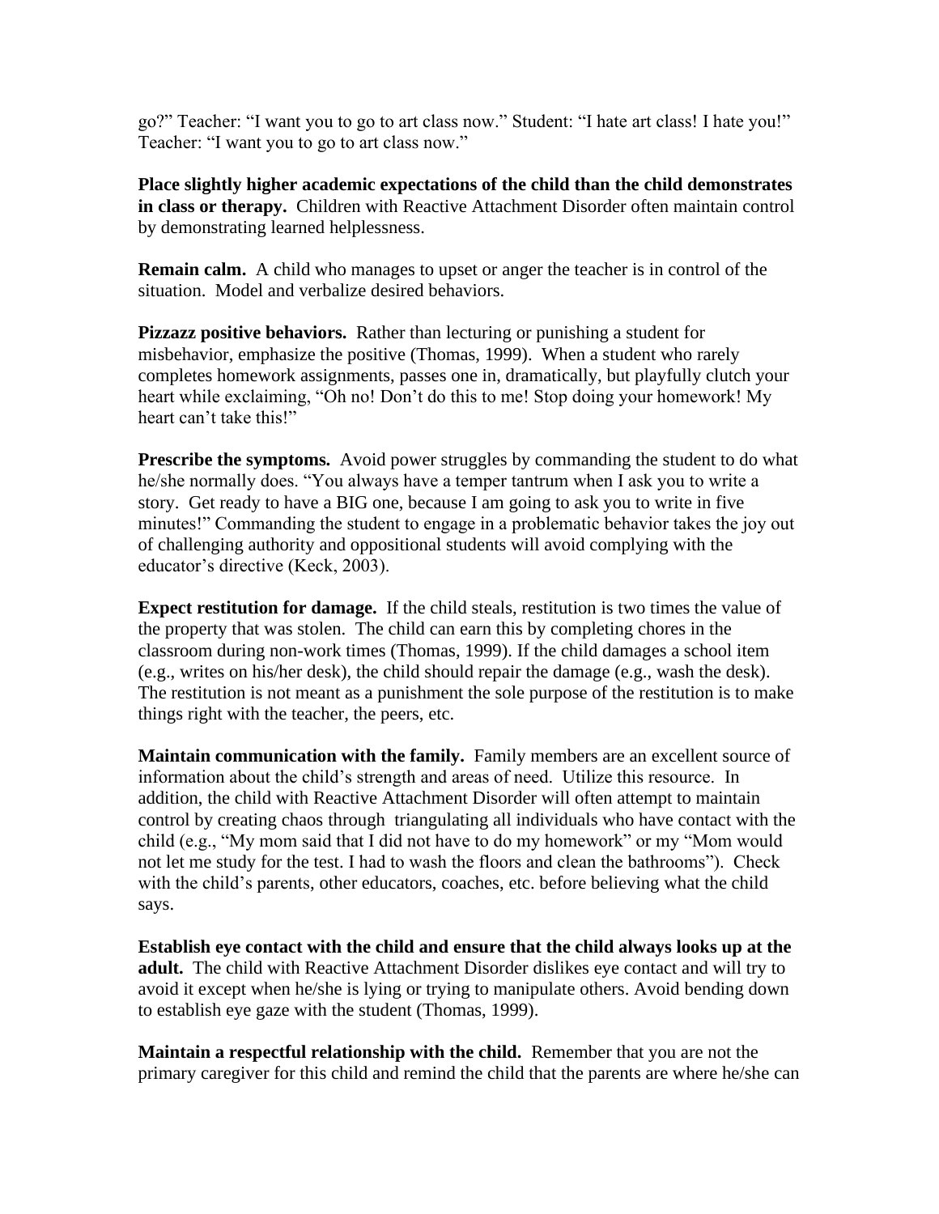go?” Teacher: “I want you to go to art class now.” Student: “I hate art class! I hate you!” Teacher: “I want you to go to art class now.”

**Place slightly higher academic expectations of the child than the child demonstrates in class or therapy.** Children with Reactive Attachment Disorder often maintain control by demonstrating learned helplessness.

**Remain calm.** A child who manages to upset or anger the teacher is in control of the situation. Model and verbalize desired behaviors.

**Pizzazz positive behaviors.** Rather than lecturing or punishing a student for misbehavior, emphasize the positive (Thomas, 1999). When a student who rarely completes homework assignments, passes one in, dramatically, but playfully clutch your heart while exclaiming, “Oh no! Don’t do this to me! Stop doing your homework! My heart can’t take this!”

**Prescribe the symptoms.** Avoid power struggles by commanding the student to do what he/she normally does. “You always have a temper tantrum when I ask you to write a story. Get ready to have a BIG one, because I am going to ask you to write in five minutes!” Commanding the student to engage in a problematic behavior takes the joy out of challenging authority and oppositional students will avoid complying with the educator’s directive (Keck, 2003).

**Expect restitution for damage.** If the child steals, restitution is two times the value of the property that was stolen. The child can earn this by completing chores in the classroom during non-work times (Thomas, 1999). If the child damages a school item (e.g., writes on his/her desk), the child should repair the damage (e.g., wash the desk). The restitution is not meant as a punishment the sole purpose of the restitution is to make things right with the teacher, the peers, etc.

**Maintain communication with the family.** Family members are an excellent source of information about the child’s strength and areas of need. Utilize this resource. In addition, the child with Reactive Attachment Disorder will often attempt to maintain control by creating chaos through triangulating all individuals who have contact with the child (e.g., “My mom said that I did not have to do my homework” or my “Mom would not let me study for the test. I had to wash the floors and clean the bathrooms”). Check with the child’s parents, other educators, coaches, etc. before believing what the child says.

**Establish eye contact with the child and ensure that the child always looks up at the adult.** The child with Reactive Attachment Disorder dislikes eye contact and will try to avoid it except when he/she is lying or trying to manipulate others. Avoid bending down to establish eye gaze with the student (Thomas, 1999).

**Maintain a respectful relationship with the child.** Remember that you are not the primary caregiver for this child and remind the child that the parents are where he/she can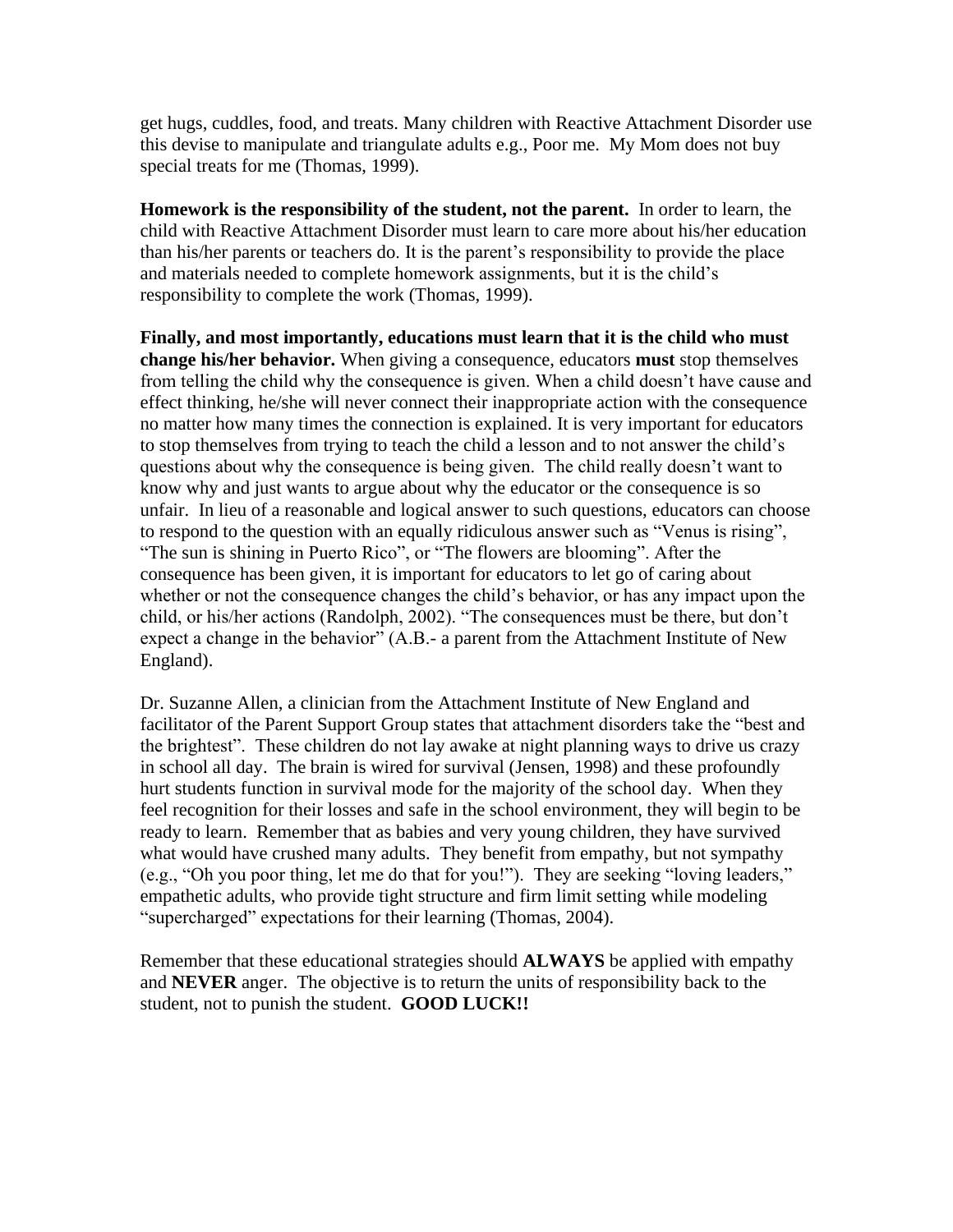get hugs, cuddles, food, and treats. Many children with Reactive Attachment Disorder use this devise to manipulate and triangulate adults e.g., Poor me. My Mom does not buy special treats for me (Thomas, 1999).

**Homework is the responsibility of the student, not the parent.** In order to learn, the child with Reactive Attachment Disorder must learn to care more about his/her education than his/her parents or teachers do. It is the parent's responsibility to provide the place and materials needed to complete homework assignments, but it is the child's responsibility to complete the work (Thomas, 1999).

**Finally, and most importantly, educations must learn that it is the child who must change his/her behavior.** When giving a consequence, educators **must** stop themselves from telling the child why the consequence is given. When a child doesn't have cause and effect thinking, he/she will never connect their inappropriate action with the consequence no matter how many times the connection is explained. It is very important for educators to stop themselves from trying to teach the child a lesson and to not answer the child's questions about why the consequence is being given. The child really doesn't want to know why and just wants to argue about why the educator or the consequence is so unfair. In lieu of a reasonable and logical answer to such questions, educators can choose to respond to the question with an equally ridiculous answer such as "Venus is rising", "The sun is shining in Puerto Rico", or "The flowers are blooming". After the consequence has been given, it is important for educators to let go of caring about whether or not the consequence changes the child's behavior, or has any impact upon the child, or his/her actions (Randolph, 2002). "The consequences must be there, but don't expect a change in the behavior" (A.B.- a parent from the Attachment Institute of New England).

Dr. Suzanne Allen, a clinician from the Attachment Institute of New England and facilitator of the Parent Support Group states that attachment disorders take the "best and the brightest". These children do not lay awake at night planning ways to drive us crazy in school all day. The brain is wired for survival (Jensen, 1998) and these profoundly hurt students function in survival mode for the majority of the school day. When they feel recognition for their losses and safe in the school environment, they will begin to be ready to learn. Remember that as babies and very young children, they have survived what would have crushed many adults. They benefit from empathy, but not sympathy (e.g., "Oh you poor thing, let me do that for you!"). They are seeking "loving leaders," empathetic adults, who provide tight structure and firm limit setting while modeling "supercharged" expectations for their learning (Thomas, 2004).

Remember that these educational strategies should **ALWAYS** be applied with empathy and **NEVER** anger. The objective is to return the units of responsibility back to the student, not to punish the student. **GOOD LUCK!!**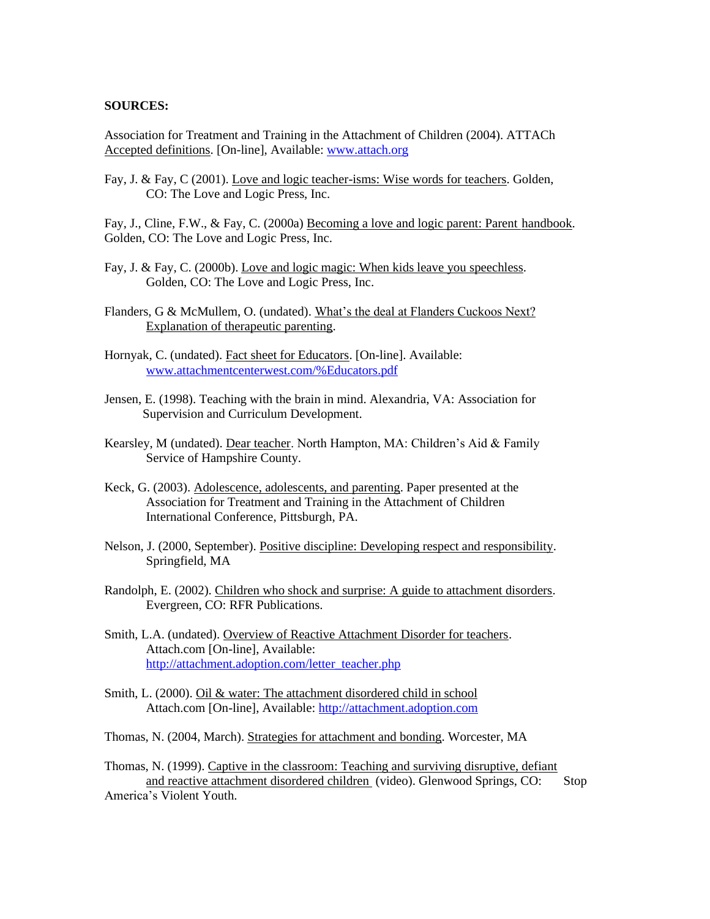**SOURCES:**

Association for Treatment and Training in the Attachment of Children (2004). ATTACh Accepted definitions. [On-line], Available: www.attach.org

Fay, J. & Fay, C (2001). Love and logic teacher-isms: Wise words for teachers. Golden, CO: The Love and Logic Press, Inc.

Fay, J., Cline, F.W., & Fay, C. (2000a) Becoming a love and logic parent: Parent handbook. Golden, CO: The Love and Logic Press, Inc.

Fay, J. & Fay, C. (2000b). Love and logic magic: When kids leave you speechless. Golden, CO: The Love and Logic Press, Inc.

Flanders, G & McMullem, O. (undated). What's the deal at Flanders Cuckoos Next? Explanation of therapeutic parenting.

Hornyak, C. (undated). Fact sheet for Educators. [On-line]. Available: www.attachmentcenterwest.com/%Educators.pdf

Jensen, E. (1998). Teaching with the brain in mind. Alexandria, VA: Association for Supervision and Curriculum Development.

Kearsley, M (undated). Dear teacher. North Hampton, MA: Children's Aid & Family Service of Hampshire County.

Keck, G. (2003). Adolescence, adolescents, and parenting. Paper presented at the Association for Treatment and Training in the Attachment of Children International Conference, Pittsburgh, PA.

Nelson, J. (2000, September). Positive discipline: Developing respect and responsibility. Springfield, MA

Randolph, E. (2002). Children who shock and surprise: A guide to attachment disorders. Evergreen, CO: RFR Publications.

Smith, L.A. (undated). Overview of Reactive Attachment Disorder for teachers. Attach.com [On-line], Available: http://attachment.adoption.com/letter_teacher.php

Smith, L. (2000). Oil & water: The attachment disordered child in school Attach.com [On-line], Available: http://attachment.adoption.com

Thomas, N. (2004, March). Strategies for attachment and bonding. Worcester, MA

Thomas, N. (1999). Captive in the classroom: Teaching and surviving disruptive, defiant and reactive attachment disordered children (video). Glenwood Springs, CO: Stop America's Violent Youth.